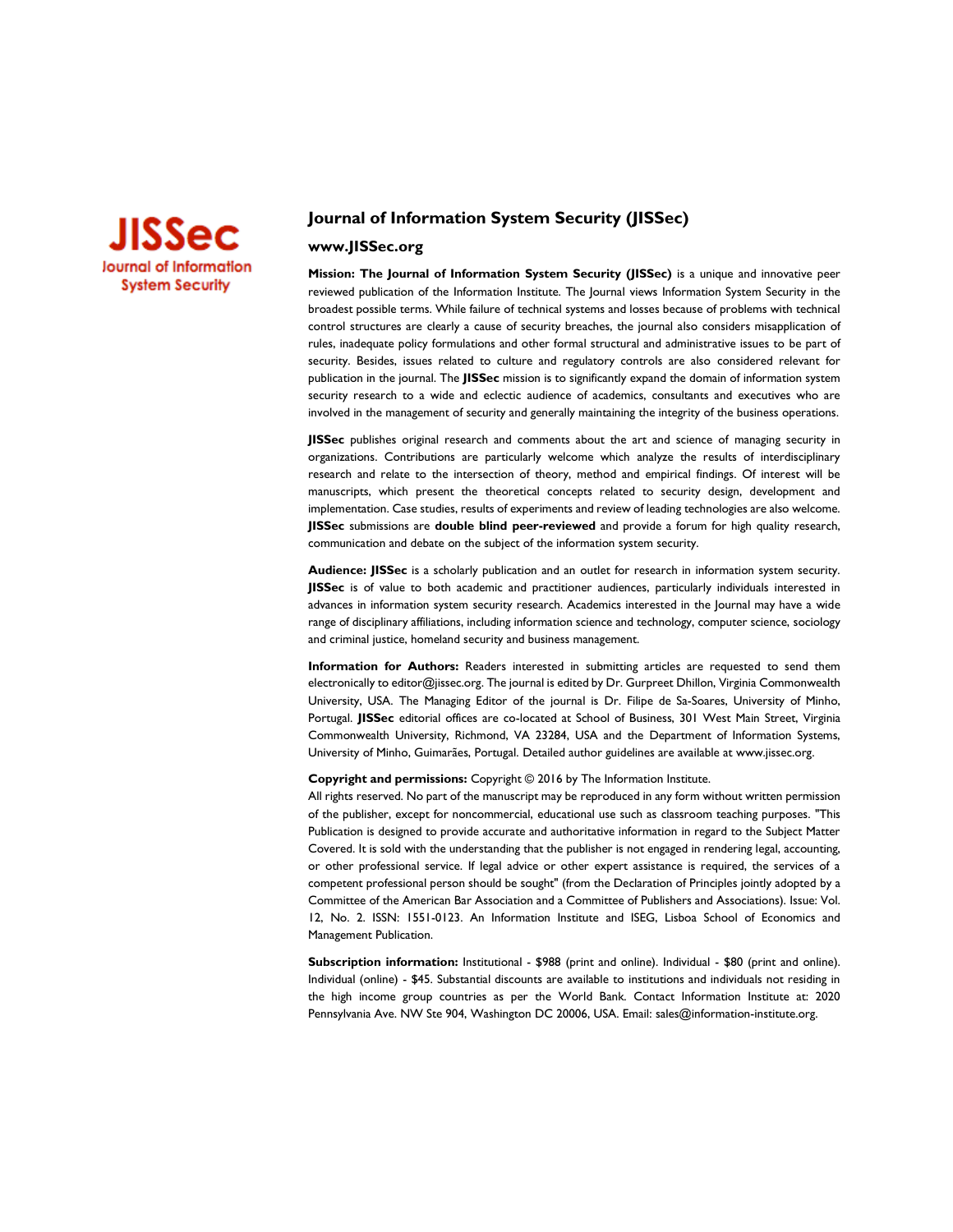JISSec
Journal of Information System Security

## Journal of Information System Security (JISSec)

### www.JISSec.org

**Mission: The Journal of Information System Security (JISSec)** is a unique and innovative peer reviewed publication of the Information Institute. The Journal views Information System Security in the broadest possible terms. While failure of technical systems and losses because of problems with technical control structures are clearly a cause of security breaches, the journal also considers misapplication of rules, inadequate policy formulations and other formal structural and administrative issues to be part of security. Besides, issues related to culture and regulatory controls are also considered relevant for publication in the journal. The **JISSec** mission is to significantly expand the domain of information system security research to a wide and eclectic audience of academics, consultants and executives who are involved in the management of security and generally maintaining the integrity of the business operations.

**JISSec** publishes original research and comments about the art and science of managing security in organizations. Contributions are particularly welcome which analyze the results of interdisciplinary research and relate to the intersection of theory, method and empirical findings. Of interest will be manuscripts, which present the theoretical concepts related to security design, development and implementation. Case studies, results of experiments and review of leading technologies are also welcome. **JISSec** submissions are **double blind peer-reviewed** and provide a forum for high quality research, communication and debate on the subject of the information system security.

**Audience: JISSec** is a scholarly publication and an outlet for research in information system security. **JISSec** is of value to both academic and practitioner audiences, particularly individuals interested in advances in information system security research. Academics interested in the Journal may have a wide range of disciplinary affiliations, including information science and technology, computer science, sociology and criminal justice, homeland security and business management.

**Information for Authors:** Readers interested in submitting articles are requested to send them electronically to editor@jissec.org. The journal is edited by Dr. Gurpreet Dhillon, Virginia Commonwealth University, USA. The Managing Editor of the journal is Dr. Filipe de Sa-Soares, University of Minho, Portugal. **JISSec** editorial offices are co-located at School of Business, 301 West Main Street, Virginia Commonwealth University, Richmond, VA 23284, USA and the Department of Information Systems, University of Minho, Guimarães, Portugal. Detailed author guidelines are available at www.jissec.org.

**Copyright and permissions:** Copyright © 2016 by The Information Institute.
All rights reserved. No part of the manuscript may be reproduced in any form without written permission of the publisher, except for noncommercial, educational use such as classroom teaching purposes. "This Publication is designed to provide accurate and authoritative information in regard to the Subject Matter Covered. It is sold with the understanding that the publisher is not engaged in rendering legal, accounting, or other professional service. If legal advice or other expert assistance is required, the services of a competent professional person should be sought" (from the Declaration of Principles jointly adopted by a Committee of the American Bar Association and a Committee of Publishers and Associations). Issue: Vol. 12, No. 2. ISSN: 1551-0123. An Information Institute and ISEG, Lisboa School of Economics and Management Publication.

**Subscription information:** Institutional - $988 (print and online). Individual - $80 (print and online). Individual (online) - $45. Substantial discounts are available to institutions and individuals not residing in the high income group countries as per the World Bank. Contact Information Institute at: 2020 Pennsylvania Ave. NW Ste 904, Washington DC 20006, USA. Email: sales@information-institute.org.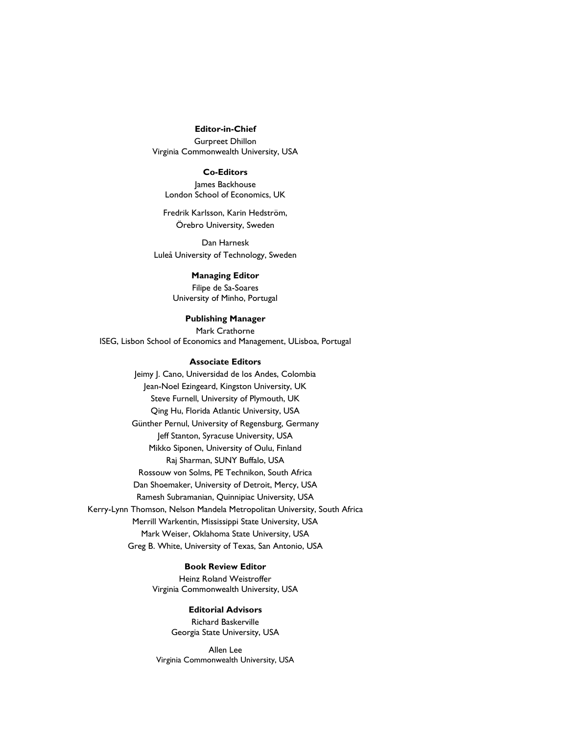**Editor-in-Chief**

Gurpreet Dhillon
Virginia Commonwealth University, USA

**Co-Editors**

James Backhouse
London School of Economics, UK

Fredrik Karlsson, Karin Hedström,
Örebro University, Sweden

Dan Harnesk
Luleå University of Technology, Sweden

**Managing Editor**

Filipe de Sa-Soares
University of Minho, Portugal

**Publishing Manager**

Mark Crathorne
ISEG, Lisbon School of Economics and Management, ULisboa, Portugal

**Associate Editors**

Jeimy J. Cano, Universidad de los Andes, Colombia
Jean-Noel Ezingeard, Kingston University, UK
Steve Furnell, University of Plymouth, UK
Qing Hu, Florida Atlantic University, USA
Günther Pernul, University of Regensburg, Germany
Jeff Stanton, Syracuse University, USA
Mikko Siponen, University of Oulu, Finland
Raj Sharman, SUNY Buffalo, USA
Rossouw von Solms, PE Technikon, South Africa
Dan Shoemaker, University of Detroit, Mercy, USA
Ramesh Subramanian, Quinnipiac University, USA
Kerry-Lynn Thomson, Nelson Mandela Metropolitan University, South Africa
Merrill Warkentin, Mississippi State University, USA
Mark Weiser, Oklahoma State University, USA
Greg B. White, University of Texas, San Antonio, USA

**Book Review Editor**

Heinz Roland Weistroffer
Virginia Commonwealth University, USA

**Editorial Advisors**

Richard Baskerville
Georgia State University, USA

Allen Lee
Virginia Commonwealth University, USA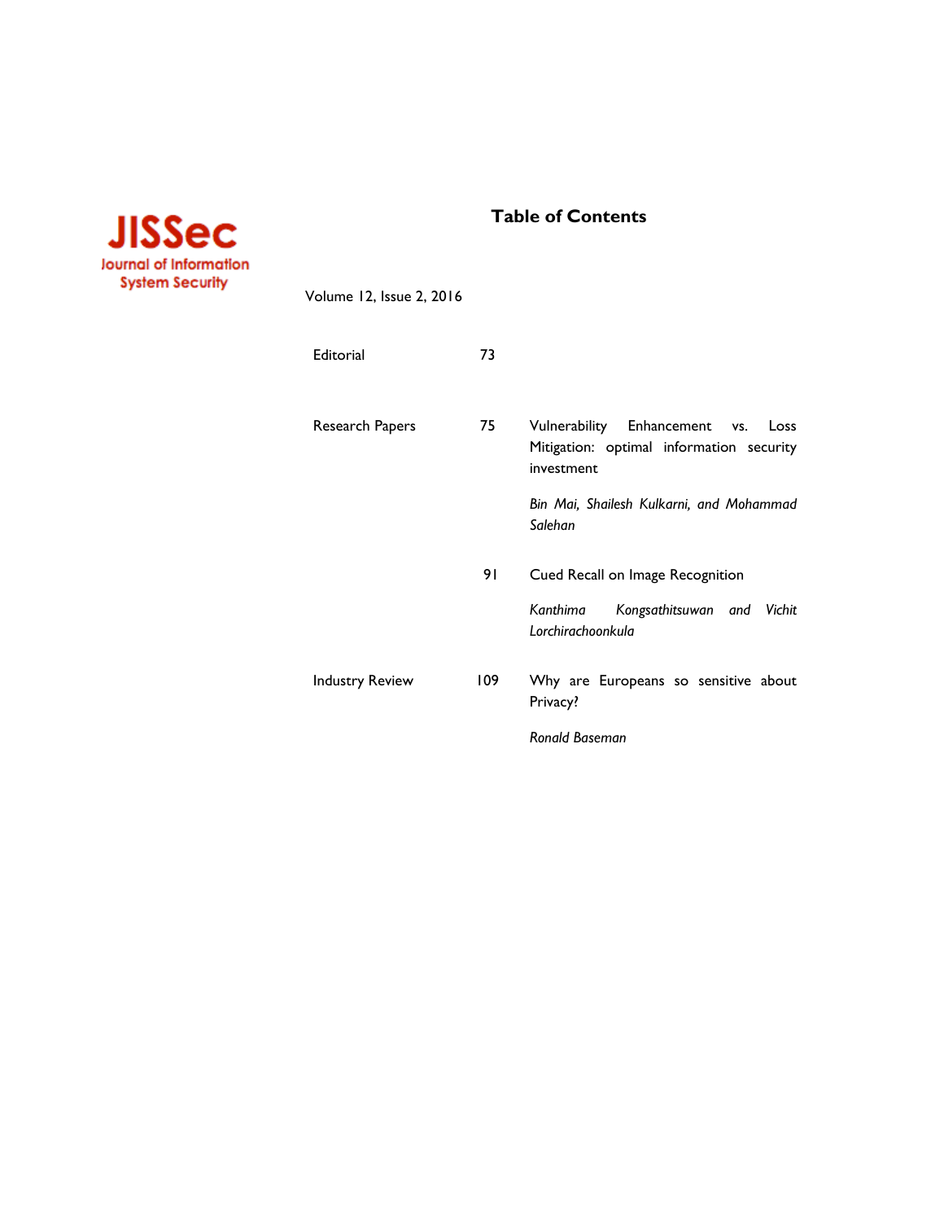JISSec
Journal of Information System Security

# Table of Contents

Volume 12, Issue 2, 2016

| | | |
|---|---|---|
| Editorial | 73 | |
| Research Papers | 75 | Vulnerability Enhancement vs. Loss Mitigation: optimal information security investment<br><br>*Bin Mai, Shailesh Kulkarni, and Mohammad Salehan* |
| | 91 | Cued Recall on Image Recognition<br><br>*Kanthima Kongsathitsuwan and Vichit Lorchirachoonkula* |
| Industry Review | 109 | Why are Europeans so sensitive about Privacy?<br><br>*Ronald Baseman* |